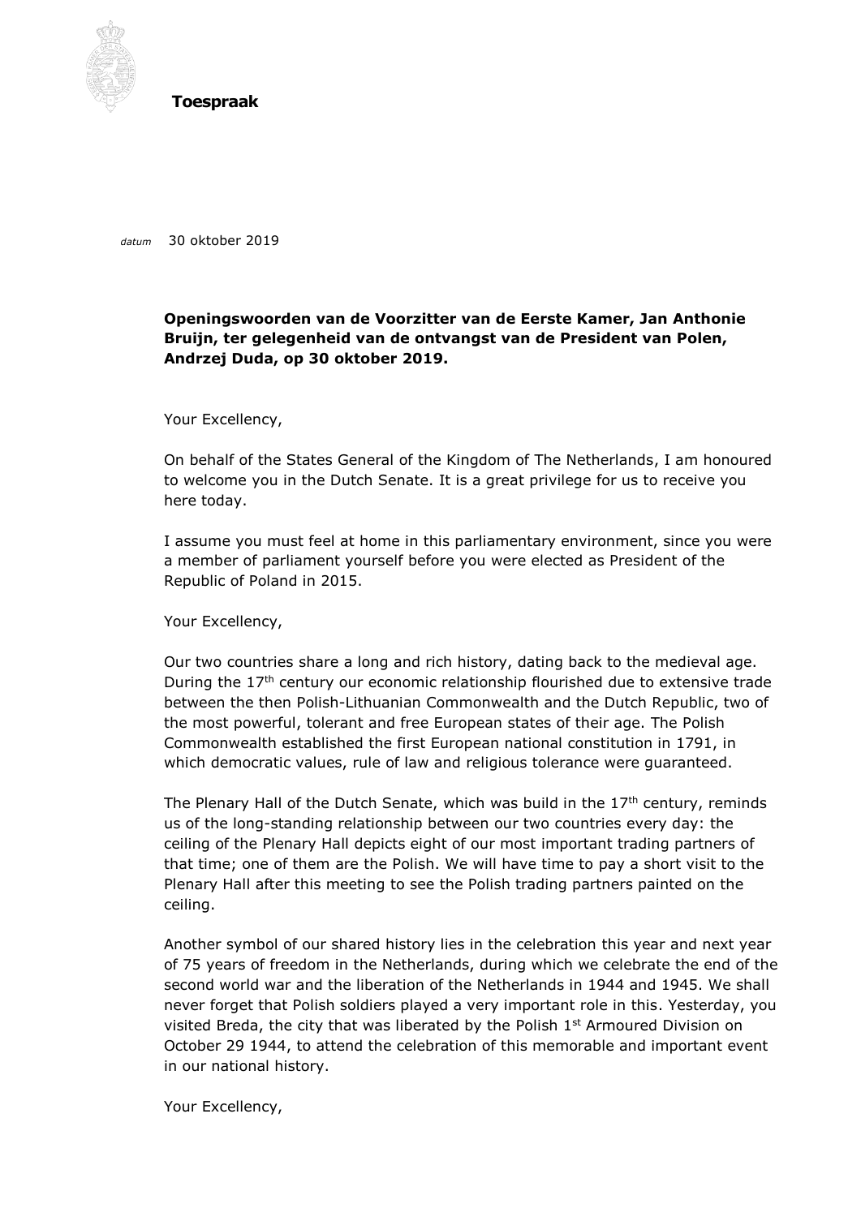**Toespraak**

*datum* 30 oktober 2019

**Openingswoorden van de Voorzitter van de Eerste Kamer, Jan Anthonie Bruijn, ter gelegenheid van de ontvangst van de President van Polen, Andrzej Duda, op 30 oktober 2019.**

Your Excellency,

On behalf of the States General of the Kingdom of The Netherlands, I am honoured to welcome you in the Dutch Senate. It is a great privilege for us to receive you here today.

I assume you must feel at home in this parliamentary environment, since you were a member of parliament yourself before you were elected as President of the Republic of Poland in 2015.

Your Excellency,

Our two countries share a long and rich history, dating back to the medieval age. During the 17th century our economic relationship flourished due to extensive trade between the then Polish-Lithuanian Commonwealth and the Dutch Republic, two of the most powerful, tolerant and free European states of their age. The Polish Commonwealth established the first European national constitution in 1791, in which democratic values, rule of law and religious tolerance were guaranteed.

The Plenary Hall of the Dutch Senate, which was build in the 17th century, reminds us of the long-standing relationship between our two countries every day: the ceiling of the Plenary Hall depicts eight of our most important trading partners of that time; one of them are the Polish. We will have time to pay a short visit to the Plenary Hall after this meeting to see the Polish trading partners painted on the ceiling.

Another symbol of our shared history lies in the celebration this year and next year of 75 years of freedom in the Netherlands, during which we celebrate the end of the second world war and the liberation of the Netherlands in 1944 and 1945. We shall never forget that Polish soldiers played a very important role in this. Yesterday, you visited Breda, the city that was liberated by the Polish 1st Armoured Division on October 29 1944, to attend the celebration of this memorable and important event in our national history.

Your Excellency,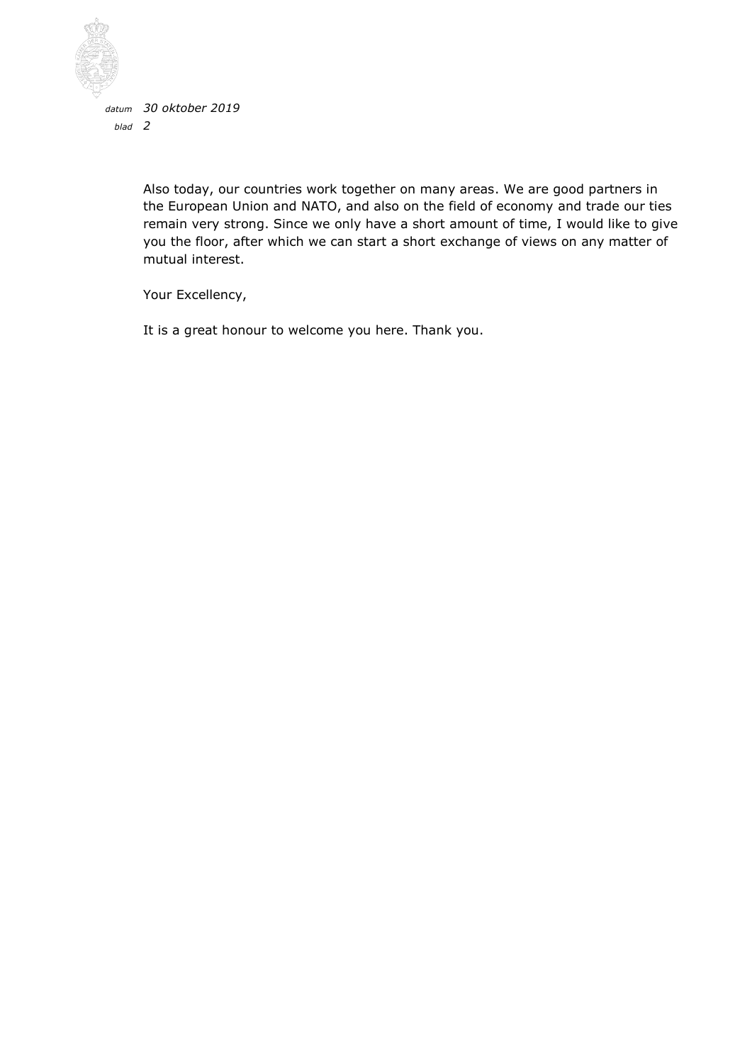Also today, our countries work together on many areas. We are good partners in the European Union and NATO, and also on the field of economy and trade our ties remain very strong. Since we only have a short amount of time, I would like to give you the floor, after which we can start a short exchange of views on any matter of mutual interest.

Your Excellency,

It is a great honour to welcome you here. Thank you.